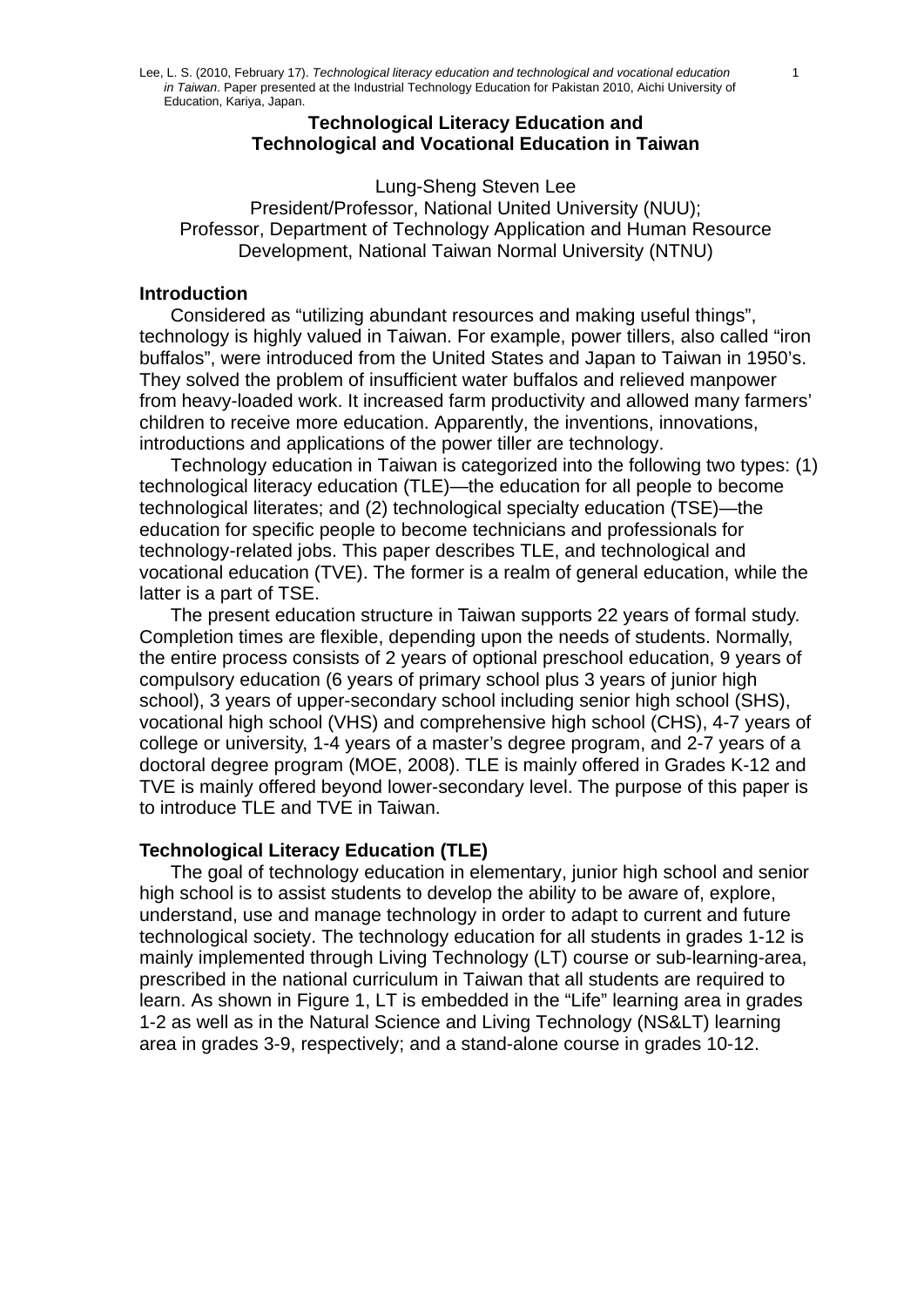Lee, L. S. (2010, February 17). *Technological literacy education and technological and vocational education in Taiwan*. Paper presented at the Industrial Technology Education for Pakistan 2010, Aichi University of Education, Kariya, Japan.

# Technological Literacy Education and Technological and Vocational Education in Taiwan

Lung-Sheng Steven Lee
President/Professor, National United University (NUU);
Professor, Department of Technology Application and Human Resource Development, National Taiwan Normal University (NTNU)

## Introduction

Considered as "utilizing abundant resources and making useful things", technology is highly valued in Taiwan. For example, power tillers, also called "iron buffalos", were introduced from the United States and Japan to Taiwan in 1950's. They solved the problem of insufficient water buffalos and relieved manpower from heavy-loaded work. It increased farm productivity and allowed many farmers' children to receive more education. Apparently, the inventions, innovations, introductions and applications of the power tiller are technology.

Technology education in Taiwan is categorized into the following two types: (1) technological literacy education (TLE)—the education for all people to become technological literates; and (2) technological specialty education (TSE)—the education for specific people to become technicians and professionals for technology-related jobs. This paper describes TLE, and technological and vocational education (TVE). The former is a realm of general education, while the latter is a part of TSE.

The present education structure in Taiwan supports 22 years of formal study. Completion times are flexible, depending upon the needs of students. Normally, the entire process consists of 2 years of optional preschool education, 9 years of compulsory education (6 years of primary school plus 3 years of junior high school), 3 years of upper-secondary school including senior high school (SHS), vocational high school (VHS) and comprehensive high school (CHS), 4-7 years of college or university, 1-4 years of a master's degree program, and 2-7 years of a doctoral degree program (MOE, 2008). TLE is mainly offered in Grades K-12 and TVE is mainly offered beyond lower-secondary level. The purpose of this paper is to introduce TLE and TVE in Taiwan.

## Technological Literacy Education (TLE)

The goal of technology education in elementary, junior high school and senior high school is to assist students to develop the ability to be aware of, explore, understand, use and manage technology in order to adapt to current and future technological society. The technology education for all students in grades 1-12 is mainly implemented through Living Technology (LT) course or sub-learning-area, prescribed in the national curriculum in Taiwan that all students are required to learn. As shown in Figure 1, LT is embedded in the "Life" learning area in grades 1-2 as well as in the Natural Science and Living Technology (NS&LT) learning area in grades 3-9, respectively; and a stand-alone course in grades 10-12.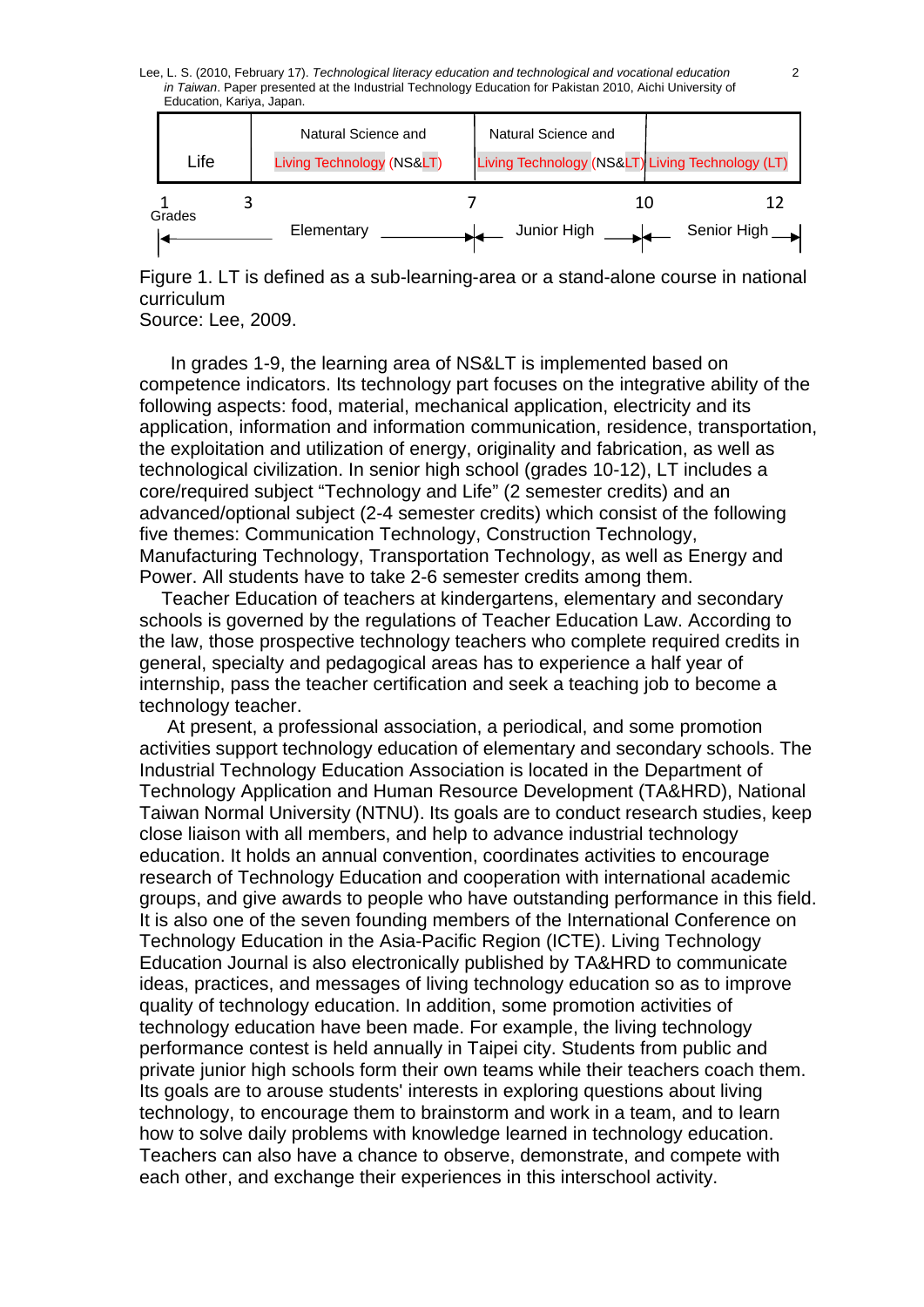| Life | Natural Science and Living Technology (NS&LT) | Natural Science and Living Technology (NS&LT) | Living Technology (LT) |
|---|---|---|---|

Grades: 1, 3, 7, 10, 12

Elementary | Junior High | Senior High

Figure 1. LT is defined as a sub-learning-area or a stand-alone course in national curriculum
Source: Lee, 2009.

In grades 1-9, the learning area of NS&LT is implemented based on competence indicators. Its technology part focuses on the integrative ability of the following aspects: food, material, mechanical application, electricity and its application, information and information communication, residence, transportation, the exploitation and utilization of energy, originality and fabrication, as well as technological civilization. In senior high school (grades 10-12), LT includes a core/required subject "Technology and Life" (2 semester credits) and an advanced/optional subject (2-4 semester credits) which consist of the following five themes: Communication Technology, Construction Technology, Manufacturing Technology, Transportation Technology, as well as Energy and Power. All students have to take 2-6 semester credits among them.

Teacher Education of teachers at kindergartens, elementary and secondary schools is governed by the regulations of Teacher Education Law. According to the law, those prospective technology teachers who complete required credits in general, specialty and pedagogical areas has to experience a half year of internship, pass the teacher certification and seek a teaching job to become a technology teacher.

At present, a professional association, a periodical, and some promotion activities support technology education of elementary and secondary schools. The Industrial Technology Education Association is located in the Department of Technology Application and Human Resource Development (TA&HRD), National Taiwan Normal University (NTNU). Its goals are to conduct research studies, keep close liaison with all members, and help to advance industrial technology education. It holds an annual convention, coordinates activities to encourage research of Technology Education and cooperation with international academic groups, and give awards to people who have outstanding performance in this field. It is also one of the seven founding members of the International Conference on Technology Education in the Asia-Pacific Region (ICTE). Living Technology Education Journal is also electronically published by TA&HRD to communicate ideas, practices, and messages of living technology education so as to improve quality of technology education. In addition, some promotion activities of technology education have been made. For example, the living technology performance contest is held annually in Taipei city. Students from public and private junior high schools form their own teams while their teachers coach them. Its goals are to arouse students' interests in exploring questions about living technology, to encourage them to brainstorm and work in a team, and to learn how to solve daily problems with knowledge learned in technology education. Teachers can also have a chance to observe, demonstrate, and compete with each other, and exchange their experiences in this interschool activity.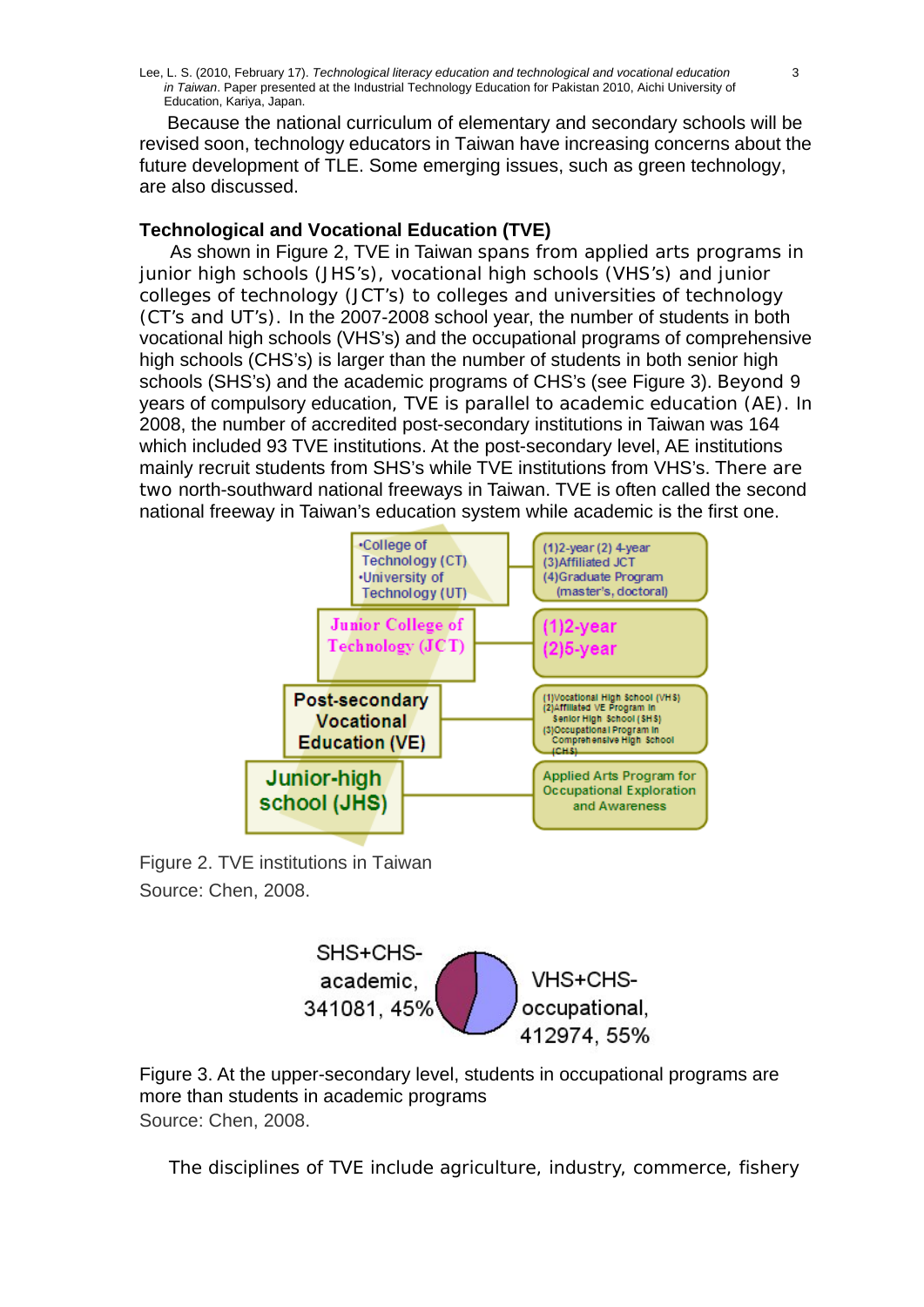Because the national curriculum of elementary and secondary schools will be revised soon, technology educators in Taiwan have increasing concerns about the future development of TLE. Some emerging issues, such as green technology, are also discussed.

### Technological and Vocational Education (TVE)

As shown in Figure 2, TVE in Taiwan spans from applied arts programs in junior high schools (JHS's), vocational high schools (VHS's) and junior colleges of technology (JCT's) to colleges and universities of technology (CT's and UT's). In the 2007-2008 school year, the number of students in both vocational high schools (VHS's) and the occupational programs of comprehensive high schools (CHS's) is larger than the number of students in both senior high schools (SHS's) and the academic programs of CHS's (see Figure 3). Beyond 9 years of compulsory education, TVE is parallel to academic education (AE). In 2008, the number of accredited post-secondary institutions in Taiwan was 164 which included 93 TVE institutions. At the post-secondary level, AE institutions mainly recruit students from SHS's while TVE institutions from VHS's. There are two north-southward national freeways in Taiwan. TVE is often called the second national freeway in Taiwan's education system while academic is the first one.

| Level | Programs |
|---|---|
| •College of Technology (CT) •University of Technology (UT) | (1)2-year (2) 4-year (3)Affiliated JCT (4)Graduate Program (master's, doctoral) |
| Junior College of Technology (JCT) | (1)2-year (2)5-year |
| Post-secondary Vocational Education (VE) | (1)Vocational High School (VHS) (2)Affiliated VE Program in Senior High School (SHS) (3)Occupational Program in Comprehensive High School (CHS) |
| Junior-high school (JHS) | Applied Arts Program for Occupational Exploration and Awareness |

Figure 2. TVE institutions in Taiwan
Source: Chen, 2008.

SHS+CHS-academic, 341081, 45%
VHS+CHS-occupational, 412974, 55%

Figure 3. At the upper-secondary level, students in occupational programs are more than students in academic programs
Source: Chen, 2008.

The disciplines of TVE include agriculture, industry, commerce, fishery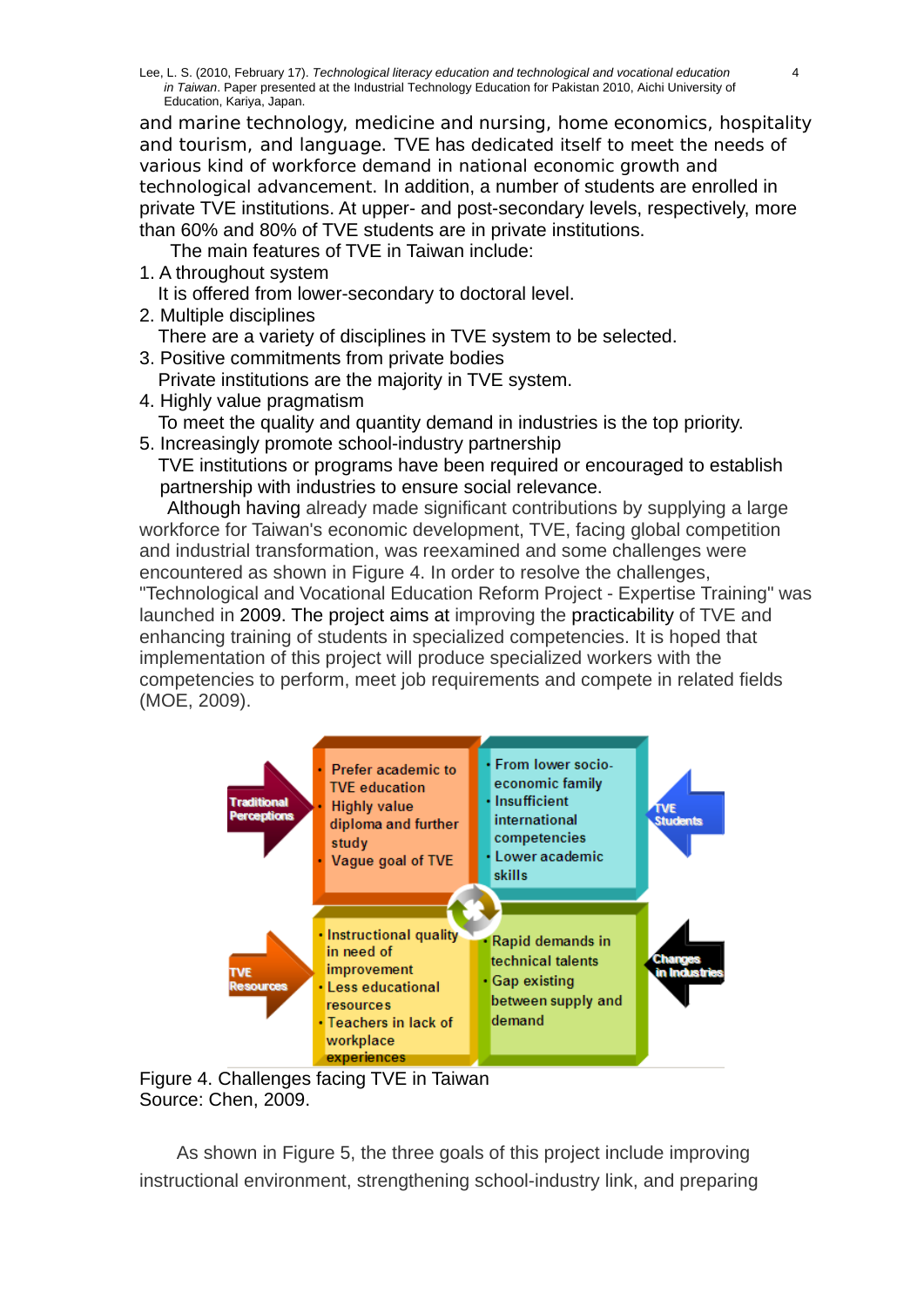and marine technology, medicine and nursing, home economics, hospitality and tourism, and language. TVE has dedicated itself to meet the needs of various kind of workforce demand in national economic growth and technological advancement. In addition, a number of students are enrolled in private TVE institutions. At upper- and post-secondary levels, respectively, more than 60% and 80% of TVE students are in private institutions.

The main features of TVE in Taiwan include:

1. A throughout system
   It is offered from lower-secondary to doctoral level.
2. Multiple disciplines
   There are a variety of disciplines in TVE system to be selected.
3. Positive commitments from private bodies
   Private institutions are the majority in TVE system.
4. Highly value pragmatism
   To meet the quality and quantity demand in industries is the top priority.
5. Increasingly promote school-industry partnership
   TVE institutions or programs have been required or encouraged to establish partnership with industries to ensure social relevance.

Although having already made significant contributions by supplying a large workforce for Taiwan's economic development, TVE, facing global competition and industrial transformation, was reexamined and some challenges were encountered as shown in Figure 4. In order to resolve the challenges, "Technological and Vocational Education Reform Project - Expertise Training" was launched in 2009. The project aims at improving the practicability of TVE and enhancing training of students in specialized competencies. It is hoped that implementation of this project will produce specialized workers with the competencies to perform, meet job requirements and compete in related fields (MOE, 2009).

Traditional Perceptions
- Prefer academic to TVE education
- Highly value diploma and further study
- Vague goal of TVE

TVE Students
- From lower socio-economic family
- Insufficient international competencies
- Lower academic skills

TVE Resources
- Instructional quality in need of improvement
- Less educational resources
- Teachers in lack of workplace experiences

Changes in Industries
- Rapid demands in technical talents
- Gap existing between supply and demand

Figure 4. Challenges facing TVE in Taiwan
Source: Chen, 2009.

As shown in Figure 5, the three goals of this project include improving instructional environment, strengthening school-industry link, and preparing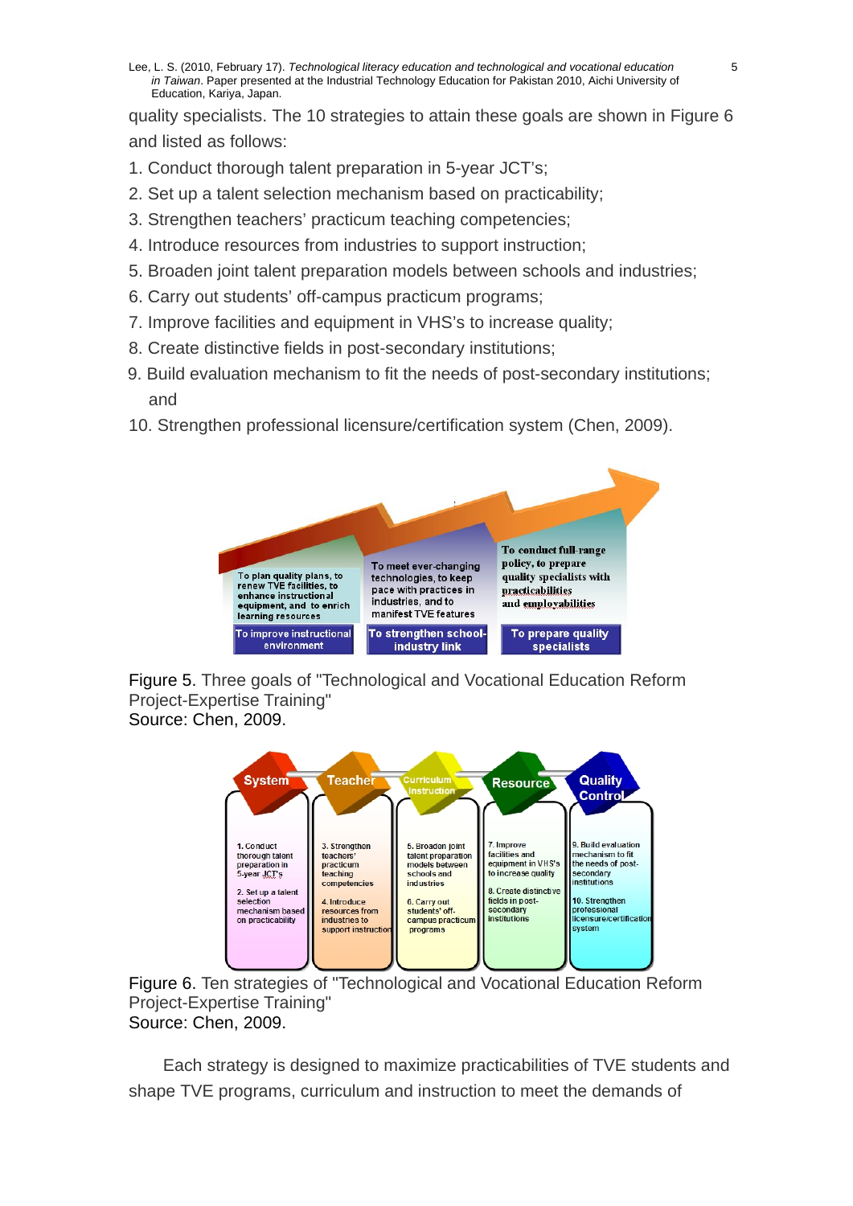quality specialists. The 10 strategies to attain these goals are shown in Figure 6 and listed as follows:

1. Conduct thorough talent preparation in 5-year JCT's;
2. Set up a talent selection mechanism based on practicability;
3. Strengthen teachers' practicum teaching competencies;
4. Introduce resources from industries to support instruction;
5. Broaden joint talent preparation models between schools and industries;
6. Carry out students' off-campus practicum programs;
7. Improve facilities and equipment in VHS's to increase quality;
8. Create distinctive fields in post-secondary institutions;
9. Build evaluation mechanism to fit the needs of post-secondary institutions; and
10. Strengthen professional licensure/certification system (Chen, 2009).

Figure 5. Three goals of "Technological and Vocational Education Reform Project-Expertise Training"
Source: Chen, 2009.

Figure 6. Ten strategies of "Technological and Vocational Education Reform Project-Expertise Training"
Source: Chen, 2009.

Each strategy is designed to maximize practicabilities of TVE students and shape TVE programs, curriculum and instruction to meet the demands of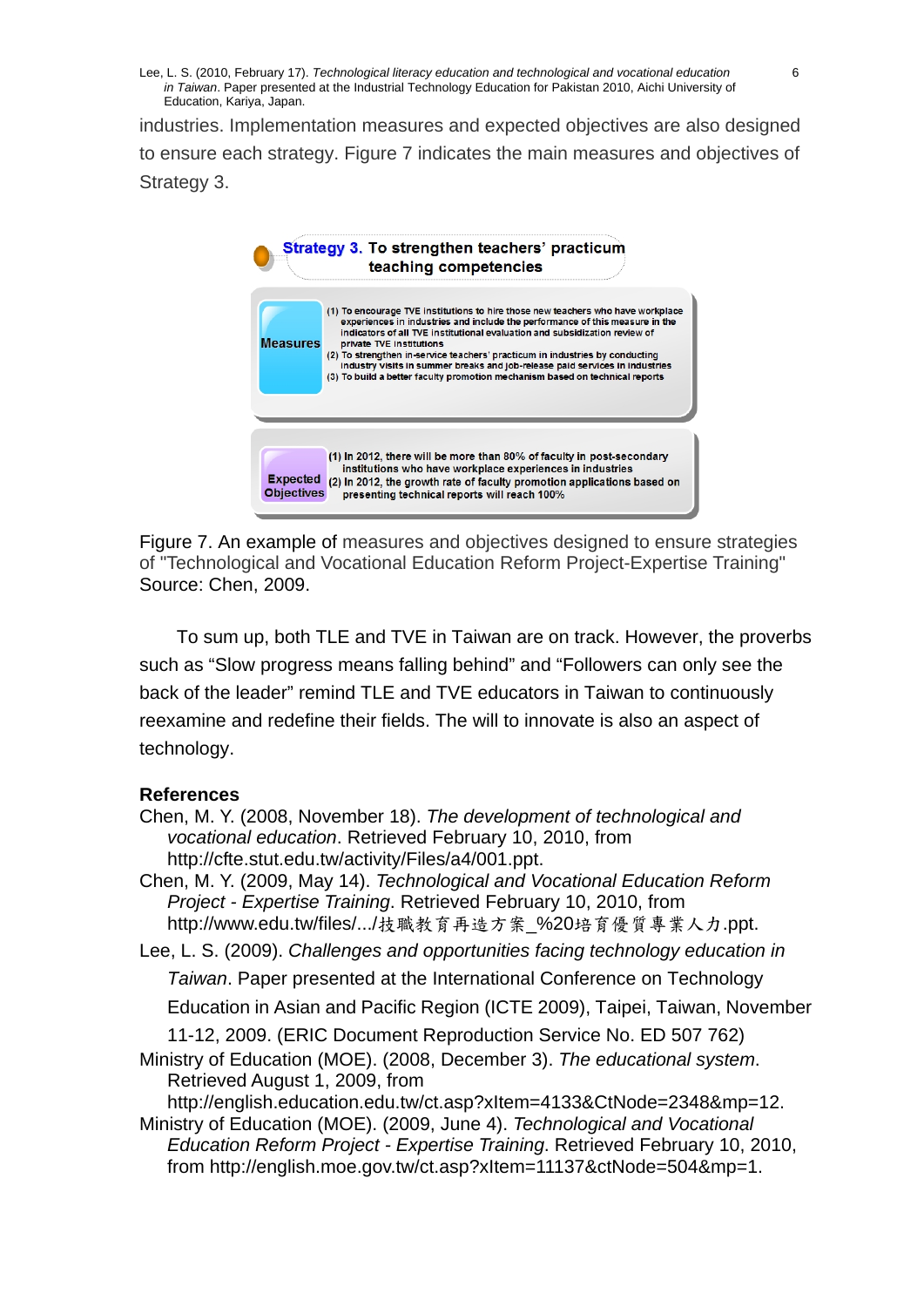industries. Implementation measures and expected objectives are also designed to ensure each strategy. Figure 7 indicates the main measures and objectives of Strategy 3.

**Strategy 3.** **To strengthen teachers' practicum teaching competencies**

**Measures**

(1) To encourage TVE institutions to hire those new teachers who have workplace experiences in industries and include the performance of this measure in the indicators of all TVE institutional evaluation and subsidization review of private TVE institutions
(2) To strengthen in-service teachers' practicum in industries by conducting industry visits in summer breaks and job-release paid services in industries
(3) To build a better faculty promotion mechanism based on technical reports

**Expected Objectives**

(1) In 2012, there will be more than 80% of faculty in post-secondary institutions who have workplace experiences in industries
(2) In 2012, the growth rate of faculty promotion applications based on presenting technical reports will reach 100%

Figure 7. An example of measures and objectives designed to ensure strategies of "Technological and Vocational Education Reform Project-Expertise Training" Source: Chen, 2009.

To sum up, both TLE and TVE in Taiwan are on track. However, the proverbs such as "Slow progress means falling behind" and "Followers can only see the back of the leader" remind TLE and TVE educators in Taiwan to continuously reexamine and redefine their fields. The will to innovate is also an aspect of technology.

## References

Chen, M. Y. (2008, November 18). *The development of technological and vocational education*. Retrieved February 10, 2010, from http://cfte.stut.edu.tw/activity/Files/a4/001.ppt.

Chen, M. Y. (2009, May 14). *Technological and Vocational Education Reform Project - Expertise Training*. Retrieved February 10, 2010, from http://www.edu.tw/files/.../技職教育再造方案_%20培育優質專業人力.ppt.

Lee, L. S. (2009). *Challenges and opportunities facing technology education in Taiwan*. Paper presented at the International Conference on Technology Education in Asian and Pacific Region (ICTE 2009), Taipei, Taiwan, November 11-12, 2009. (ERIC Document Reproduction Service No. ED 507 762)

Ministry of Education (MOE). (2008, December 3). *The educational system*. Retrieved August 1, 2009, from http://english.education.edu.tw/ct.asp?xItem=4133&CtNode=2348&mp=12.

Ministry of Education (MOE). (2009, June 4). *Technological and Vocational Education Reform Project - Expertise Training*. Retrieved February 10, 2010, from http://english.moe.gov.tw/ct.asp?xItem=11137&ctNode=504&mp=1.